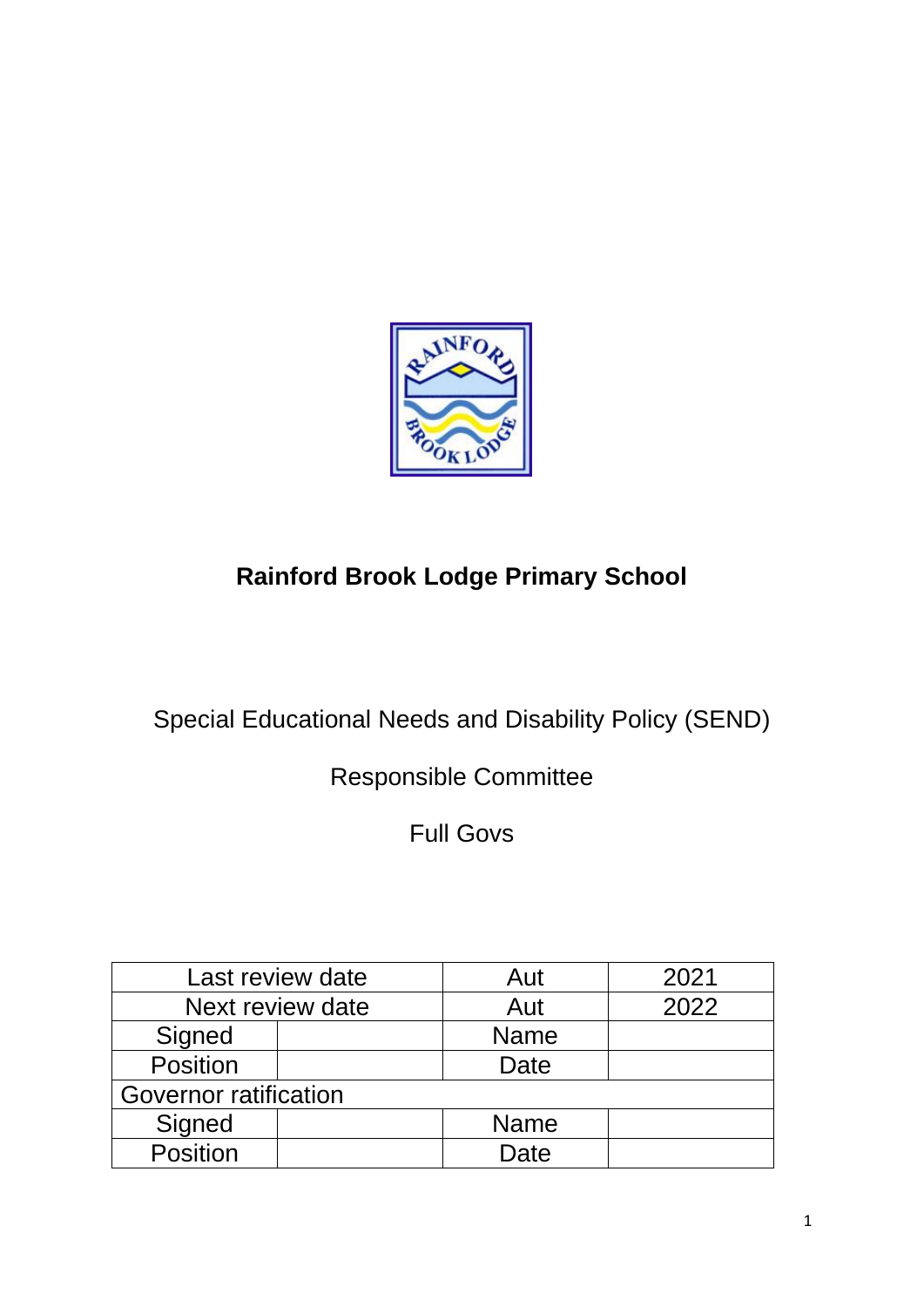# Rainford Brook Lodge Primary School

Special Educational Needs and Disability Policy (SEND)

Responsible Committee

Full Govs

| | | | |
|---|---|---|---|
| Last review date | | Aut | 2021 |
| Next review date | | Aut | 2022 |
| Signed | | Name | |
| Position | | Date | |
| Governor ratification | | | |
| Signed | | Name | |
| Position | | Date | |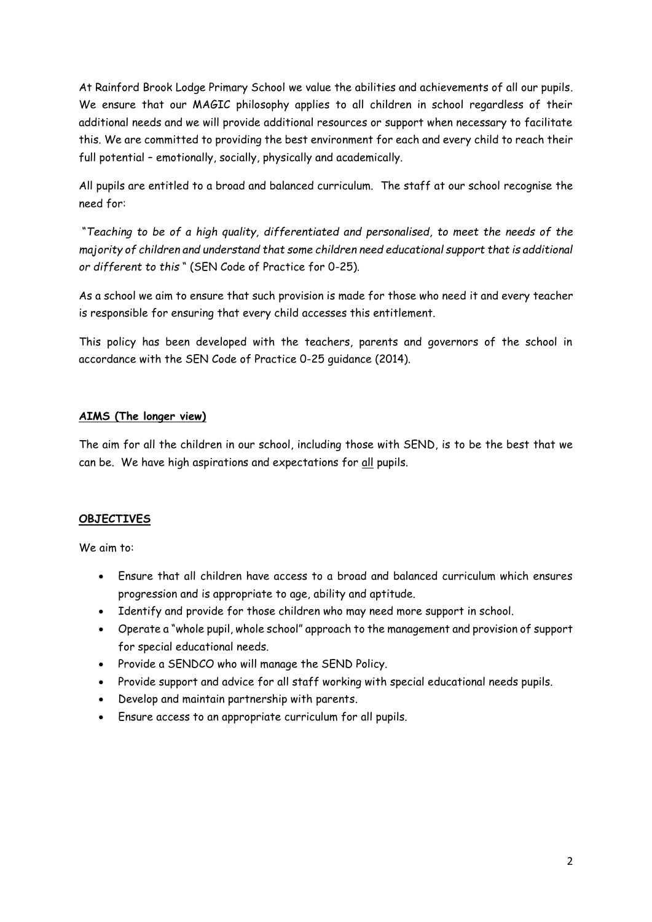At Rainford Brook Lodge Primary School we value the abilities and achievements of all our pupils. We ensure that our MAGIC philosophy applies to all children in school regardless of their additional needs and we will provide additional resources or support when necessary to facilitate this. We are committed to providing the best environment for each and every child to reach their full potential – emotionally, socially, physically and academically.

All pupils are entitled to a broad and balanced curriculum. The staff at our school recognise the need for:

"*Teaching to be of a high quality, differentiated and personalised, to meet the needs of the majority of children and understand that some children need educational support that is additional or different to this* " (SEN Code of Practice for 0-25).

As a school we aim to ensure that such provision is made for those who need it and every teacher is responsible for ensuring that every child accesses this entitlement.

This policy has been developed with the teachers, parents and governors of the school in accordance with the SEN Code of Practice 0-25 guidance (2014).

## AIMS (The longer view)

The aim for all the children in our school, including those with SEND, is to be the best that we can be. We have high aspirations and expectations for <u>all</u> pupils.

## OBJECTIVES

We aim to:

- Ensure that all children have access to a broad and balanced curriculum which ensures progression and is appropriate to age, ability and aptitude.
- Identify and provide for those children who may need more support in school.
- Operate a "whole pupil, whole school" approach to the management and provision of support for special educational needs.
- Provide a SENDCO who will manage the SEND Policy.
- Provide support and advice for all staff working with special educational needs pupils.
- Develop and maintain partnership with parents.
- Ensure access to an appropriate curriculum for all pupils.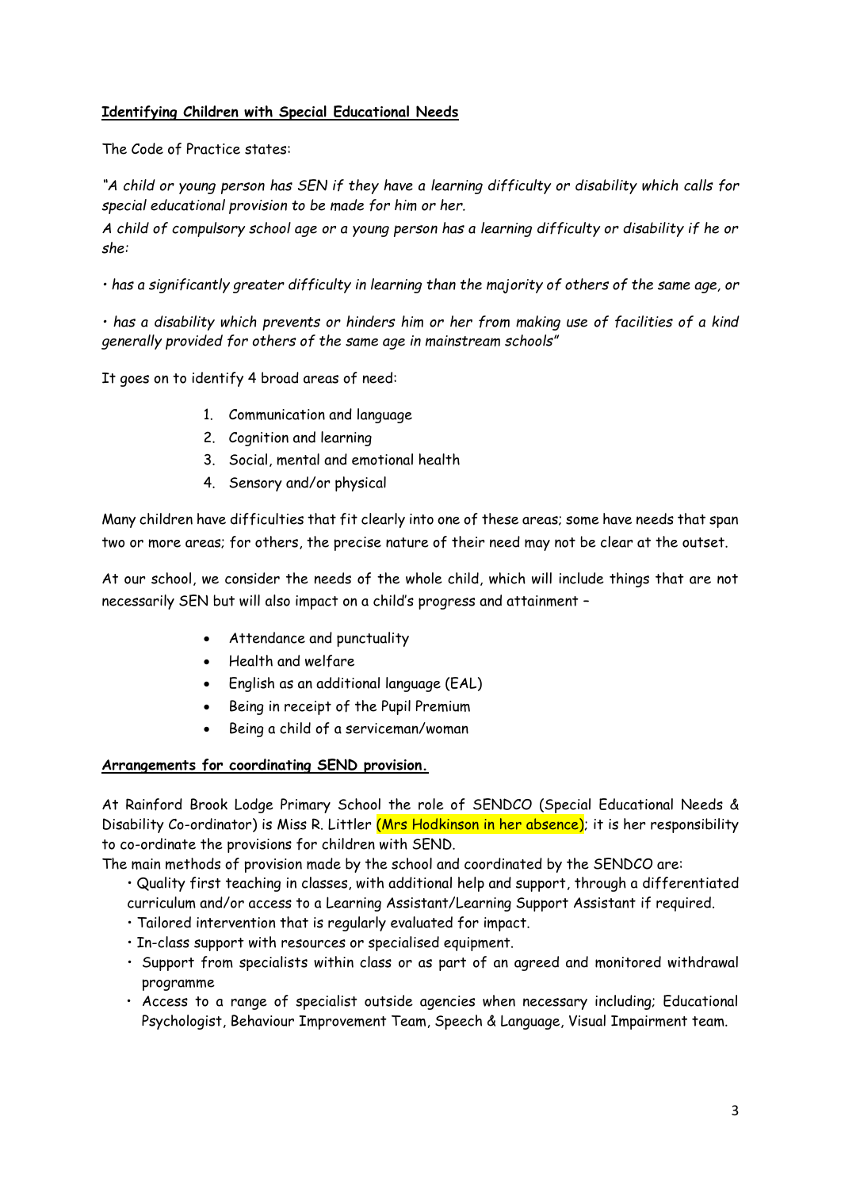**Identifying Children with Special Educational Needs**

The Code of Practice states:

*"A child or young person has SEN if they have a learning difficulty or disability which calls for special educational provision to be made for him or her.*

*A child of compulsory school age or a young person has a learning difficulty or disability if he or she:*

*• has a significantly greater difficulty in learning than the majority of others of the same age, or*

*• has a disability which prevents or hinders him or her from making use of facilities of a kind generally provided for others of the same age in mainstream schools"*

It goes on to identify 4 broad areas of need:

1. Communication and language
2. Cognition and learning
3. Social, mental and emotional health
4. Sensory and/or physical

Many children have difficulties that fit clearly into one of these areas; some have needs that span two or more areas; for others, the precise nature of their need may not be clear at the outset.

At our school, we consider the needs of the whole child, which will include things that are not necessarily SEN but will also impact on a child's progress and attainment –

- Attendance and punctuality
- Health and welfare
- English as an additional language (EAL)
- Being in receipt of the Pupil Premium
- Being a child of a serviceman/woman

**Arrangements for coordinating SEND provision.**

At Rainford Brook Lodge Primary School the role of SENDCO (Special Educational Needs & Disability Co-ordinator) is Miss R. Littler (Mrs Hodkinson in her absence); it is her responsibility to co-ordinate the provisions for children with SEND.

The main methods of provision made by the school and coordinated by the SENDCO are:

- Quality first teaching in classes, with additional help and support, through a differentiated curriculum and/or access to a Learning Assistant/Learning Support Assistant if required.
- Tailored intervention that is regularly evaluated for impact.
- In-class support with resources or specialised equipment.
- Support from specialists within class or as part of an agreed and monitored withdrawal programme
- Access to a range of specialist outside agencies when necessary including; Educational Psychologist, Behaviour Improvement Team, Speech & Language, Visual Impairment team.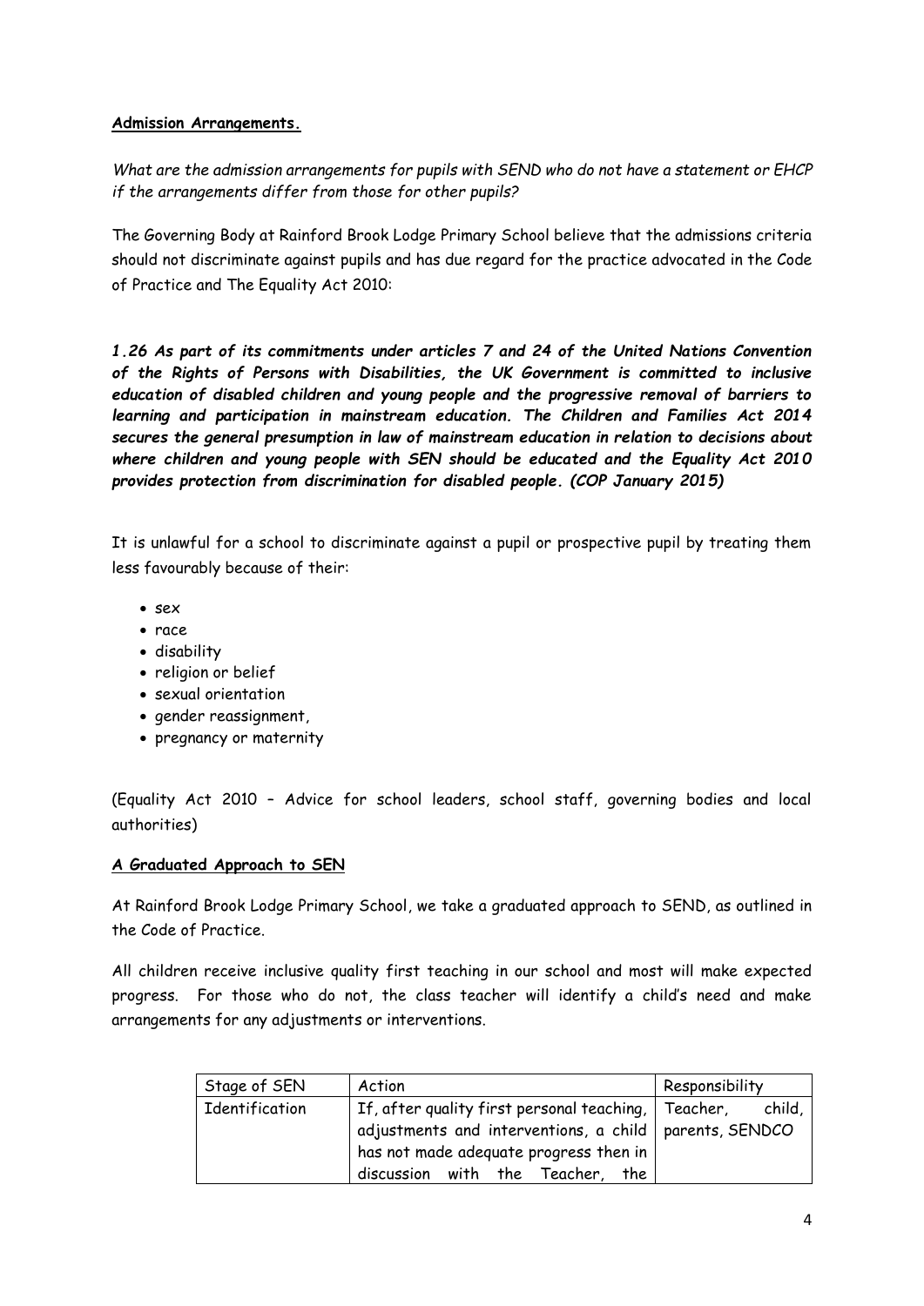**Admission Arrangements.**

*What are the admission arrangements for pupils with SEND who do not have a statement or EHCP if the arrangements differ from those for other pupils?*

The Governing Body at Rainford Brook Lodge Primary School believe that the admissions criteria should not discriminate against pupils and has due regard for the practice advocated in the Code of Practice and The Equality Act 2010:

***1.26 As part of its commitments under articles 7 and 24 of the United Nations Convention of the Rights of Persons with Disabilities, the UK Government is committed to inclusive education of disabled children and young people and the progressive removal of barriers to learning and participation in mainstream education. The Children and Families Act 2014 secures the general presumption in law of mainstream education in relation to decisions about where children and young people with SEN should be educated and the Equality Act 2010 provides protection from discrimination for disabled people. (COP January 2015)***

It is unlawful for a school to discriminate against a pupil or prospective pupil by treating them less favourably because of their:

- sex
- race
- disability
- religion or belief
- sexual orientation
- gender reassignment,
- pregnancy or maternity

(Equality Act 2010 – Advice for school leaders, school staff, governing bodies and local authorities)

**A Graduated Approach to SEN**

At Rainford Brook Lodge Primary School, we take a graduated approach to SEND, as outlined in the Code of Practice.

All children receive inclusive quality first teaching in our school and most will make expected progress. For those who do not, the class teacher will identify a child's need and make arrangements for any adjustments or interventions.

| Stage of SEN | Action | Responsibility |
|---|---|---|
| Identification | If, after quality first personal teaching, adjustments and interventions, a child has not made adequate progress then in discussion with the Teacher, the | Teacher, child, parents, SENDCO |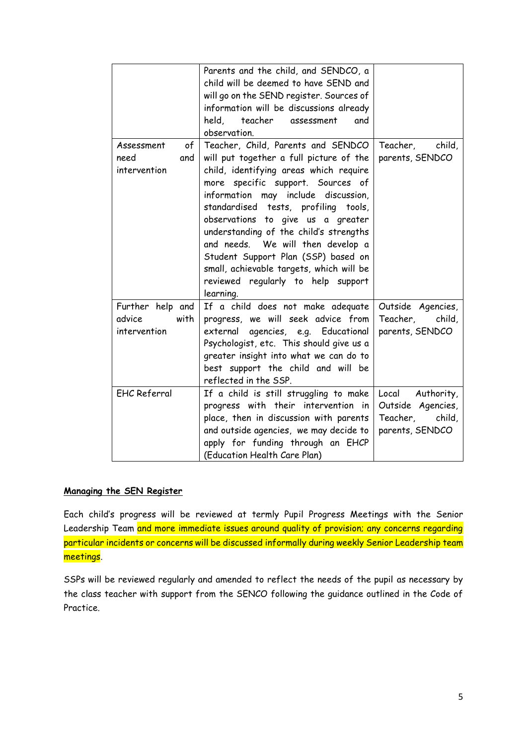| | | |
|---|---|---|
| | Parents and the child, and SENDCO, a child will be deemed to have SEND and will go on the SEND register. Sources of information will be discussions already held, teacher assessment and observation. | |
| Assessment of need and intervention | Teacher, Child, Parents and SENDCO will put together a full picture of the child, identifying areas which require more specific support. Sources of information may include discussion, standardised tests, profiling tools, observations to give us a greater understanding of the child's strengths and needs. We will then develop a Student Support Plan (SSP) based on small, achievable targets, which will be reviewed regularly to help support learning. | Teacher, child, parents, SENDCO |
| Further help and advice with intervention | If a child does not make adequate progress, we will seek advice from external agencies, e.g. Educational Psychologist, etc. This should give us a greater insight into what we can do to best support the child and will be reflected in the SSP. | Outside Agencies, Teacher, child, parents, SENDCO |
| EHC Referral | If a child is still struggling to make progress with their intervention in place, then in discussion with parents and outside agencies, we may decide to apply for funding through an EHCP (Education Health Care Plan) | Local Authority, Outside Agencies, Teacher, child, parents, SENDCO |

**Managing the SEN Register**

Each child's progress will be reviewed at termly Pupil Progress Meetings with the Senior Leadership Team and more immediate issues around quality of provision; any concerns regarding particular incidents or concerns will be discussed informally during weekly Senior Leadership team meetings.

SSPs will be reviewed regularly and amended to reflect the needs of the pupil as necessary by the class teacher with support from the SENCO following the guidance outlined in the Code of Practice.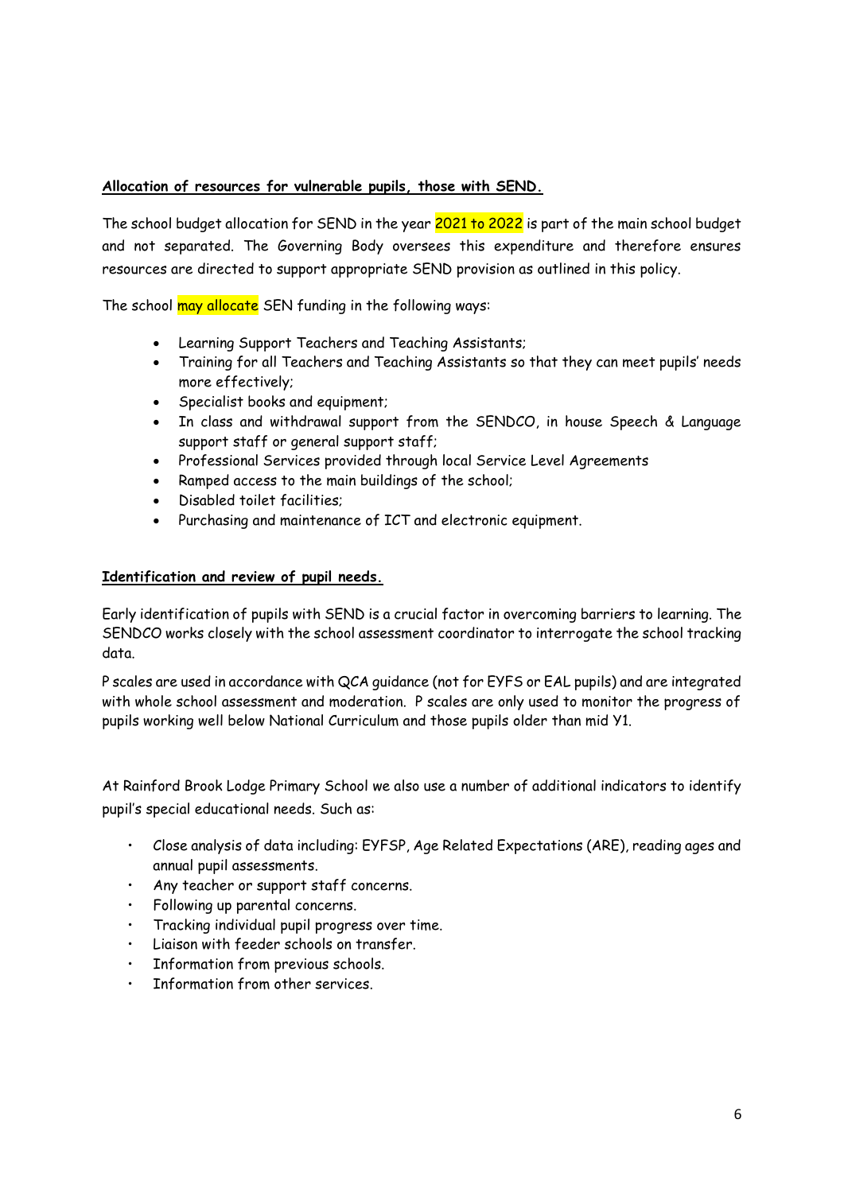**Allocation of resources for vulnerable pupils, those with SEND.**

The school budget allocation for SEND in the year 2021 to 2022 is part of the main school budget and not separated. The Governing Body oversees this expenditure and therefore ensures resources are directed to support appropriate SEND provision as outlined in this policy.

The school may allocate SEN funding in the following ways:

- Learning Support Teachers and Teaching Assistants;
- Training for all Teachers and Teaching Assistants so that they can meet pupils' needs more effectively;
- Specialist books and equipment;
- In class and withdrawal support from the SENDCO, in house Speech & Language support staff or general support staff;
- Professional Services provided through local Service Level Agreements
- Ramped access to the main buildings of the school;
- Disabled toilet facilities;
- Purchasing and maintenance of ICT and electronic equipment.

**Identification and review of pupil needs.**

Early identification of pupils with SEND is a crucial factor in overcoming barriers to learning. The SENDCO works closely with the school assessment coordinator to interrogate the school tracking data.

P scales are used in accordance with QCA guidance (not for EYFS or EAL pupils) and are integrated with whole school assessment and moderation. P scales are only used to monitor the progress of pupils working well below National Curriculum and those pupils older than mid Y1.

At Rainford Brook Lodge Primary School we also use a number of additional indicators to identify pupil's special educational needs. Such as:

- Close analysis of data including: EYFSP, Age Related Expectations (ARE), reading ages and annual pupil assessments.
- Any teacher or support staff concerns.
- Following up parental concerns.
- Tracking individual pupil progress over time.
- Liaison with feeder schools on transfer.
- Information from previous schools.
- Information from other services.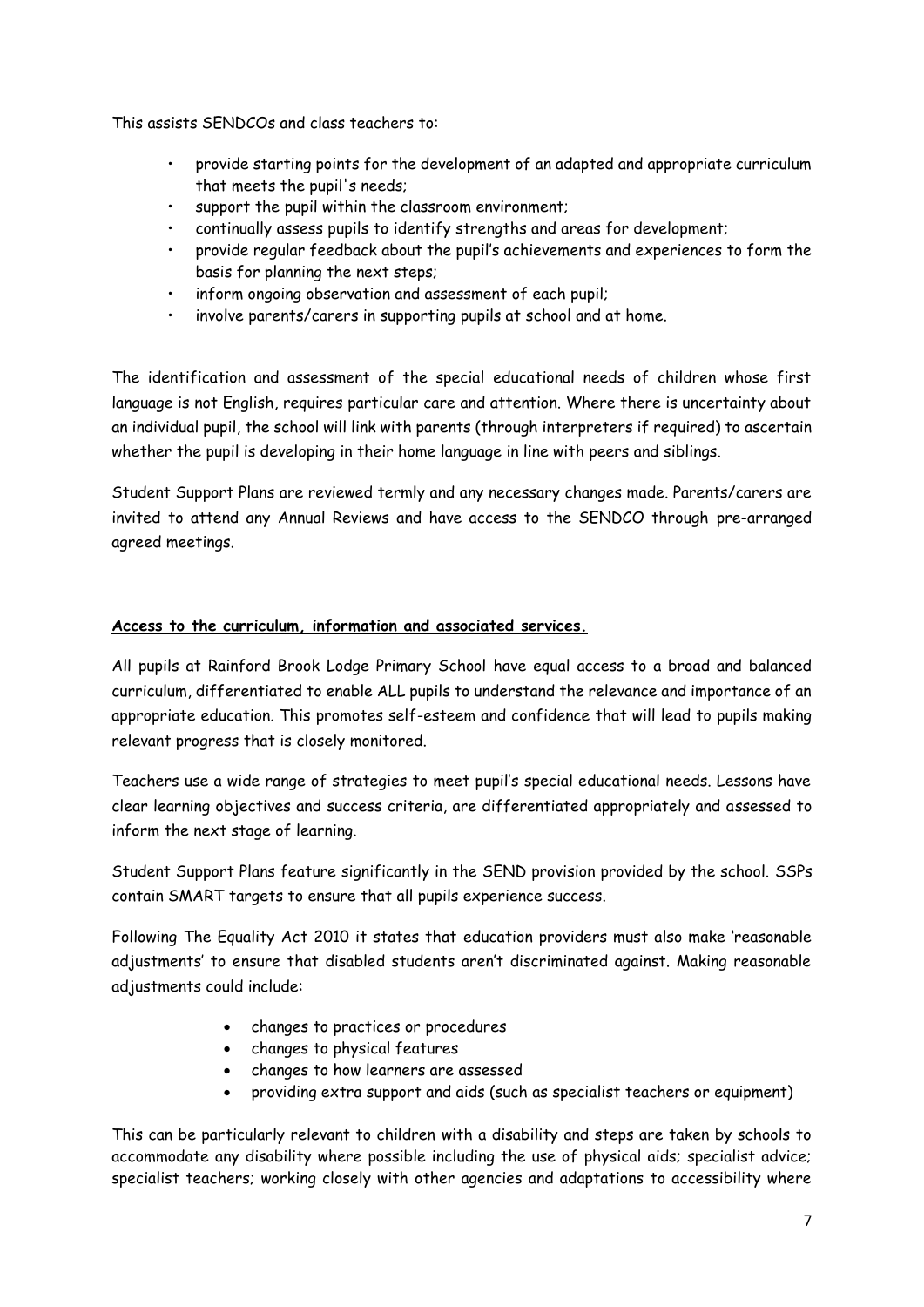This assists SENDCOs and class teachers to:

- provide starting points for the development of an adapted and appropriate curriculum that meets the pupil's needs;
- support the pupil within the classroom environment;
- continually assess pupils to identify strengths and areas for development;
- provide regular feedback about the pupil's achievements and experiences to form the basis for planning the next steps;
- inform ongoing observation and assessment of each pupil;
- involve parents/carers in supporting pupils at school and at home.

The identification and assessment of the special educational needs of children whose first language is not English, requires particular care and attention. Where there is uncertainty about an individual pupil, the school will link with parents (through interpreters if required) to ascertain whether the pupil is developing in their home language in line with peers and siblings.

Student Support Plans are reviewed termly and any necessary changes made. Parents/carers are invited to attend any Annual Reviews and have access to the SENDCO through pre-arranged agreed meetings.

**Access to the curriculum, information and associated services.**

All pupils at Rainford Brook Lodge Primary School have equal access to a broad and balanced curriculum, differentiated to enable ALL pupils to understand the relevance and importance of an appropriate education. This promotes self-esteem and confidence that will lead to pupils making relevant progress that is closely monitored.

Teachers use a wide range of strategies to meet pupil's special educational needs. Lessons have clear learning objectives and success criteria, are differentiated appropriately and assessed to inform the next stage of learning.

Student Support Plans feature significantly in the SEND provision provided by the school. SSPs contain SMART targets to ensure that all pupils experience success.

Following The Equality Act 2010 it states that education providers must also make 'reasonable adjustments' to ensure that disabled students aren't discriminated against. Making reasonable adjustments could include:

- changes to practices or procedures
- changes to physical features
- changes to how learners are assessed
- providing extra support and aids (such as specialist teachers or equipment)

This can be particularly relevant to children with a disability and steps are taken by schools to accommodate any disability where possible including the use of physical aids; specialist advice; specialist teachers; working closely with other agencies and adaptations to accessibility where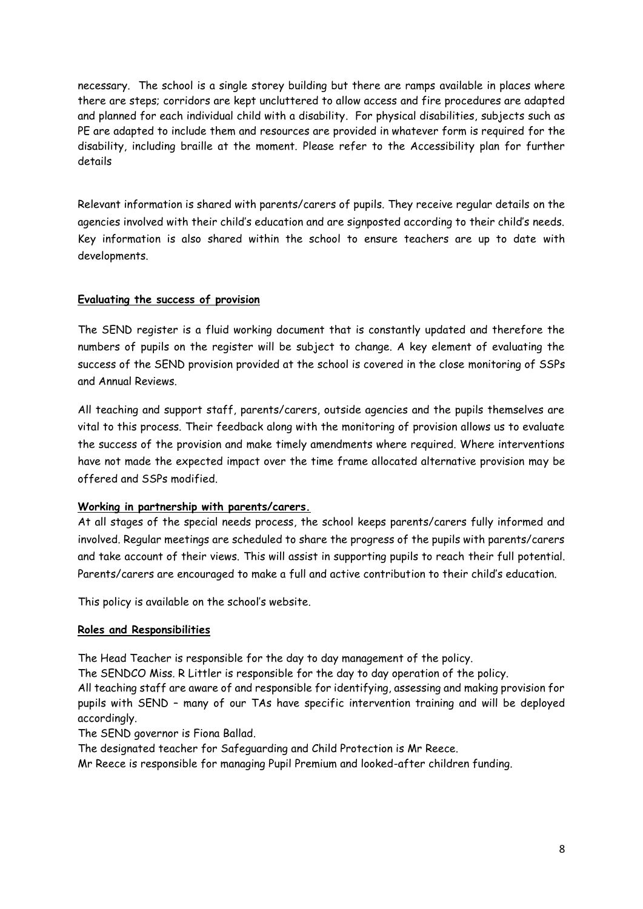necessary. The school is a single storey building but there are ramps available in places where there are steps; corridors are kept uncluttered to allow access and fire procedures are adapted and planned for each individual child with a disability. For physical disabilities, subjects such as PE are adapted to include them and resources are provided in whatever form is required for the disability, including braille at the moment. Please refer to the Accessibility plan for further details

Relevant information is shared with parents/carers of pupils. They receive regular details on the agencies involved with their child's education and are signposted according to their child's needs. Key information is also shared within the school to ensure teachers are up to date with developments.

**Evaluating the success of provision**

The SEND register is a fluid working document that is constantly updated and therefore the numbers of pupils on the register will be subject to change. A key element of evaluating the success of the SEND provision provided at the school is covered in the close monitoring of SSPs and Annual Reviews.

All teaching and support staff, parents/carers, outside agencies and the pupils themselves are vital to this process. Their feedback along with the monitoring of provision allows us to evaluate the success of the provision and make timely amendments where required. Where interventions have not made the expected impact over the time frame allocated alternative provision may be offered and SSPs modified.

**Working in partnership with parents/carers.**

At all stages of the special needs process, the school keeps parents/carers fully informed and involved. Regular meetings are scheduled to share the progress of the pupils with parents/carers and take account of their views. This will assist in supporting pupils to reach their full potential. Parents/carers are encouraged to make a full and active contribution to their child's education.

This policy is available on the school's website.

**Roles and Responsibilities**

The Head Teacher is responsible for the day to day management of the policy.

The SENDCO Miss. R Littler is responsible for the day to day operation of the policy.

All teaching staff are aware of and responsible for identifying, assessing and making provision for pupils with SEND – many of our TAs have specific intervention training and will be deployed accordingly.

The SEND governor is Fiona Ballad.

The designated teacher for Safeguarding and Child Protection is Mr Reece.

Mr Reece is responsible for managing Pupil Premium and looked-after children funding.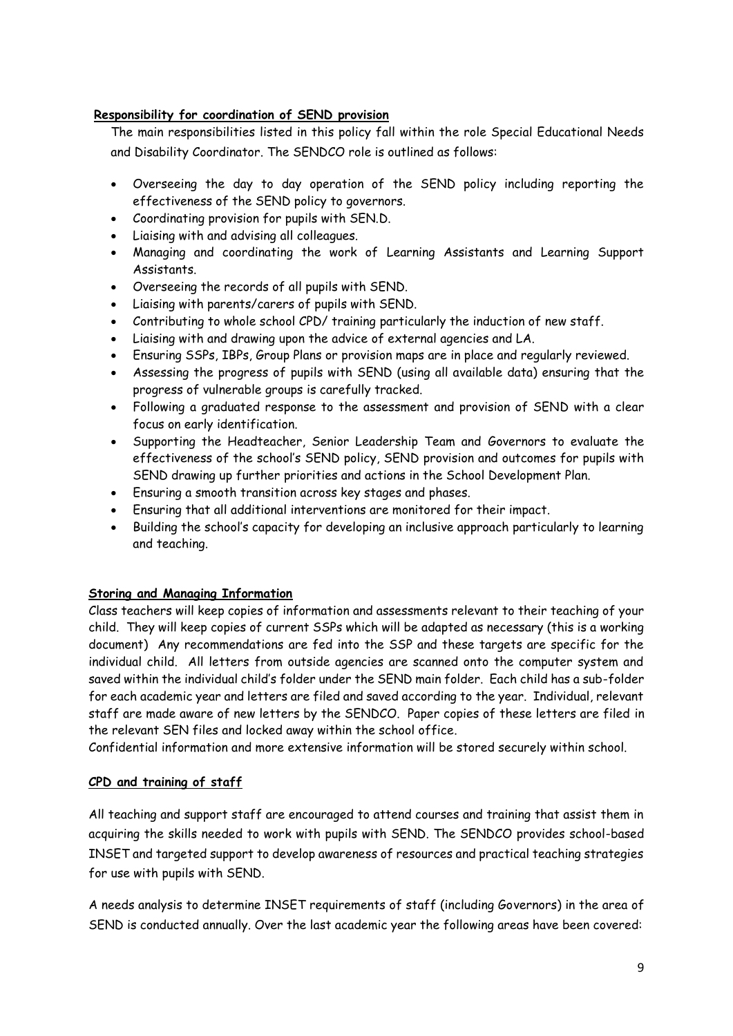**Responsibility for coordination of SEND provision**

The main responsibilities listed in this policy fall within the role Special Educational Needs and Disability Coordinator. The SENDCO role is outlined as follows:

- Overseeing the day to day operation of the SEND policy including reporting the effectiveness of the SEND policy to governors.
- Coordinating provision for pupils with SEN.D.
- Liaising with and advising all colleagues.
- Managing and coordinating the work of Learning Assistants and Learning Support Assistants.
- Overseeing the records of all pupils with SEND.
- Liaising with parents/carers of pupils with SEND.
- Contributing to whole school CPD/ training particularly the induction of new staff.
- Liaising with and drawing upon the advice of external agencies and LA.
- Ensuring SSPs, IBPs, Group Plans or provision maps are in place and regularly reviewed.
- Assessing the progress of pupils with SEND (using all available data) ensuring that the progress of vulnerable groups is carefully tracked.
- Following a graduated response to the assessment and provision of SEND with a clear focus on early identification.
- Supporting the Headteacher, Senior Leadership Team and Governors to evaluate the effectiveness of the school's SEND policy, SEND provision and outcomes for pupils with SEND drawing up further priorities and actions in the School Development Plan.
- Ensuring a smooth transition across key stages and phases.
- Ensuring that all additional interventions are monitored for their impact.
- Building the school's capacity for developing an inclusive approach particularly to learning and teaching.

**Storing and Managing Information**

Class teachers will keep copies of information and assessments relevant to their teaching of your child. They will keep copies of current SSPs which will be adapted as necessary (this is a working document) Any recommendations are fed into the SSP and these targets are specific for the individual child. All letters from outside agencies are scanned onto the computer system and saved within the individual child's folder under the SEND main folder. Each child has a sub-folder for each academic year and letters are filed and saved according to the year. Individual, relevant staff are made aware of new letters by the SENDCO. Paper copies of these letters are filed in the relevant SEN files and locked away within the school office.

Confidential information and more extensive information will be stored securely within school.

**CPD and training of staff**

All teaching and support staff are encouraged to attend courses and training that assist them in acquiring the skills needed to work with pupils with SEND. The SENDCO provides school-based INSET and targeted support to develop awareness of resources and practical teaching strategies for use with pupils with SEND.

A needs analysis to determine INSET requirements of staff (including Governors) in the area of SEND is conducted annually. Over the last academic year the following areas have been covered: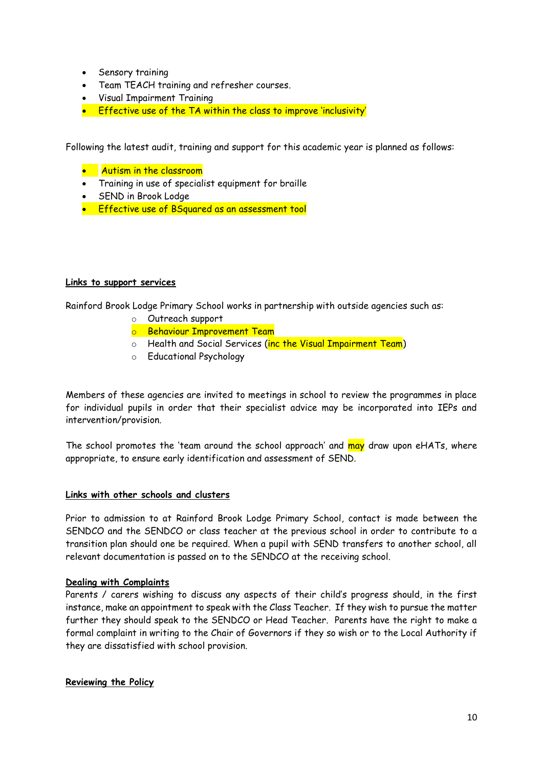- Sensory training
- Team TEACH training and refresher courses.
- Visual Impairment Training
- Effective use of the TA within the class to improve 'inclusivity'

Following the latest audit, training and support for this academic year is planned as follows:

- Autism in the classroom
- Training in use of specialist equipment for braille
- SEND in Brook Lodge
- Effective use of BSquared as an assessment tool

**Links to support services**

Rainford Brook Lodge Primary School works in partnership with outside agencies such as:

- Outreach support
- Behaviour Improvement Team
- Health and Social Services (inc the Visual Impairment Team)
- Educational Psychology

Members of these agencies are invited to meetings in school to review the programmes in place for individual pupils in order that their specialist advice may be incorporated into IEPs and intervention/provision.

The school promotes the 'team around the school approach' and may draw upon eHATs, where appropriate, to ensure early identification and assessment of SEND.

**Links with other schools and clusters**

Prior to admission to at Rainford Brook Lodge Primary School, contact is made between the SENDCO and the SENDCO or class teacher at the previous school in order to contribute to a transition plan should one be required. When a pupil with SEND transfers to another school, all relevant documentation is passed on to the SENDCO at the receiving school.

**Dealing with Complaints**

Parents / carers wishing to discuss any aspects of their child's progress should, in the first instance, make an appointment to speak with the Class Teacher. If they wish to pursue the matter further they should speak to the SENDCO or Head Teacher. Parents have the right to make a formal complaint in writing to the Chair of Governors if they so wish or to the Local Authority if they are dissatisfied with school provision.

**Reviewing the Policy**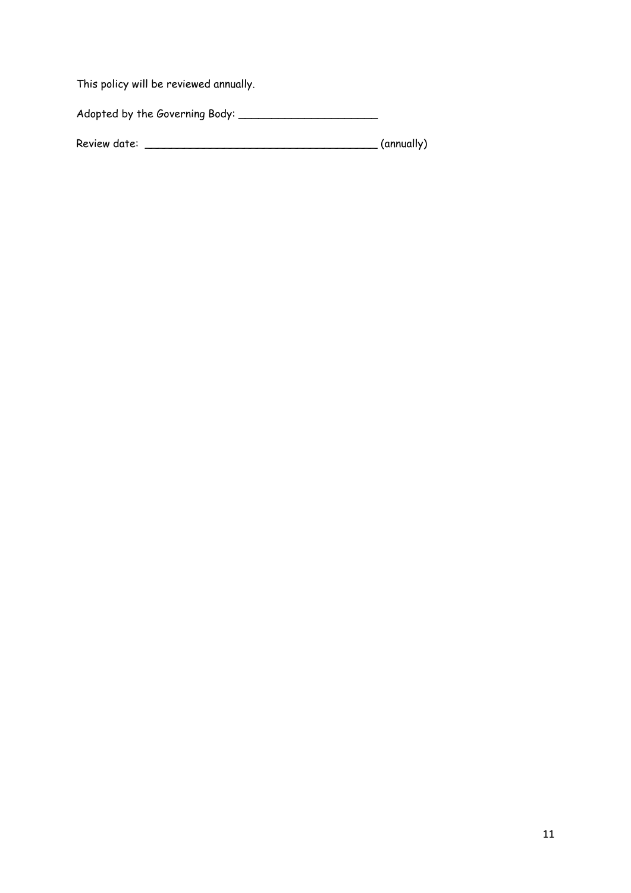This policy will be reviewed annually.

Adopted by the Governing Body: _____________________

Review date: ___________________________________ (annually)